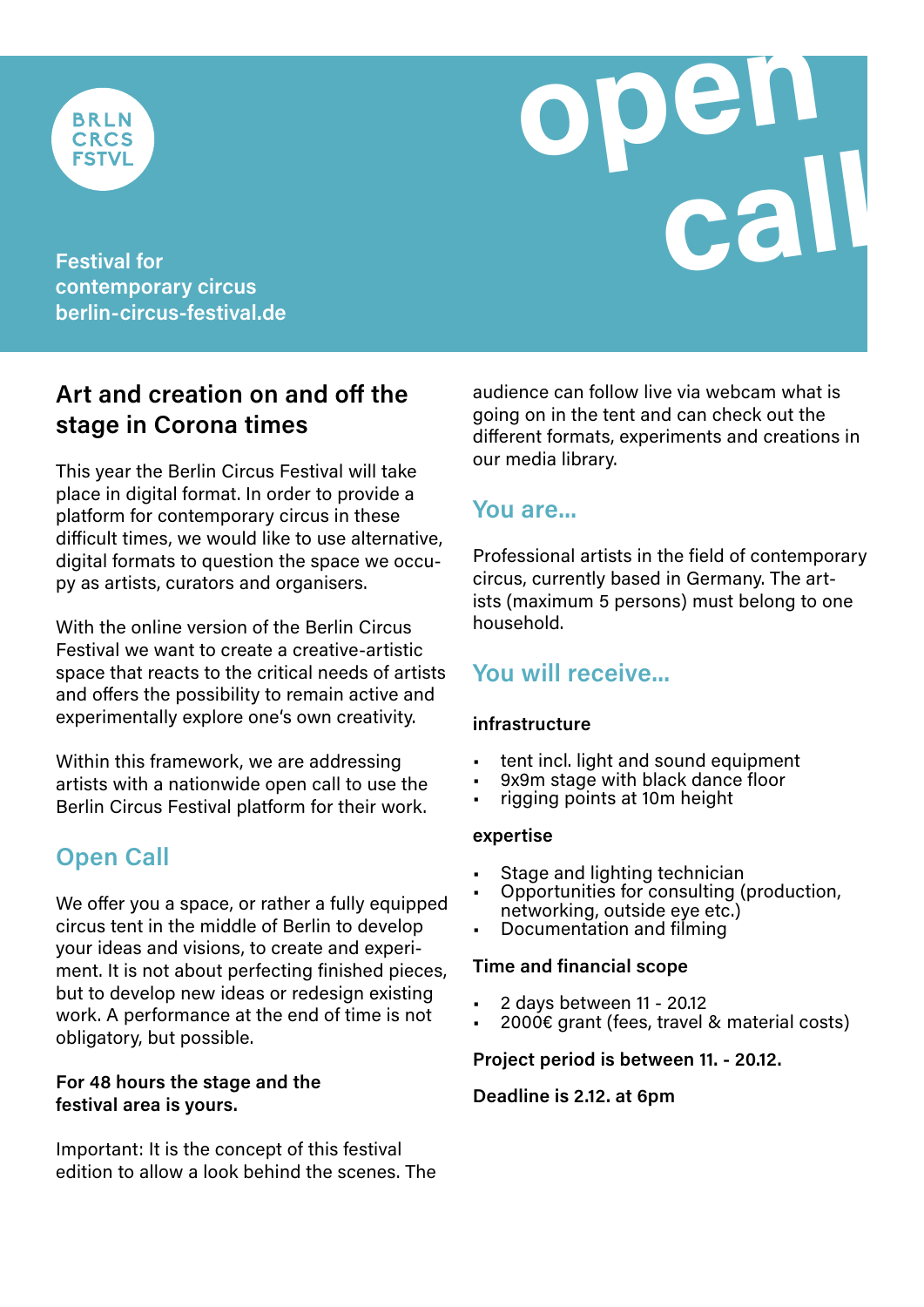BRLN CRCS FSTVL

**Festival for contemporary circus**
**berlin-circus-festival.de**

# open call

## Art and creation on and off the stage in Corona times

This year the Berlin Circus Festival will take place in digital format. In order to provide a platform for contemporary circus in these difficult times, we would like to use alternative, digital formats to question the space we occupy as artists, curators and organisers.

With the online version of the Berlin Circus Festival we want to create a creative-artistic space that reacts to the critical needs of artists and offers the possibility to remain active and experimentally explore one's own creativity.

Within this framework, we are addressing artists with a nationwide open call to use the Berlin Circus Festival platform for their work.

## Open Call

We offer you a space, or rather a fully equipped circus tent in the middle of Berlin to develop your ideas and visions, to create and experiment. It is not about perfecting finished pieces, but to develop new ideas or redesign existing work. A performance at the end of time is not obligatory, but possible.

**For 48 hours the stage and the festival area is yours.**

Important: It is the concept of this festival edition to allow a look behind the scenes. The audience can follow live via webcam what is going on in the tent and can check out the different formats, experiments and creations in our media library.

## You are...

Professional artists in the field of contemporary circus, currently based in Germany. The artists (maximum 5 persons) must belong to one household.

## You will receive...

**infrastructure**

- tent incl. light and sound equipment
- 9x9m stage with black dance floor
- rigging points at 10m height

**expertise**

- Stage and lighting technician
- Opportunities for consulting (production, networking, outside eye etc.)
- Documentation and filming

**Time and financial scope**

- 2 days between 11 - 20.12
- 2000€ grant (fees, travel & material costs)

**Project period is between 11. - 20.12.**

**Deadline is 2.12. at 6pm**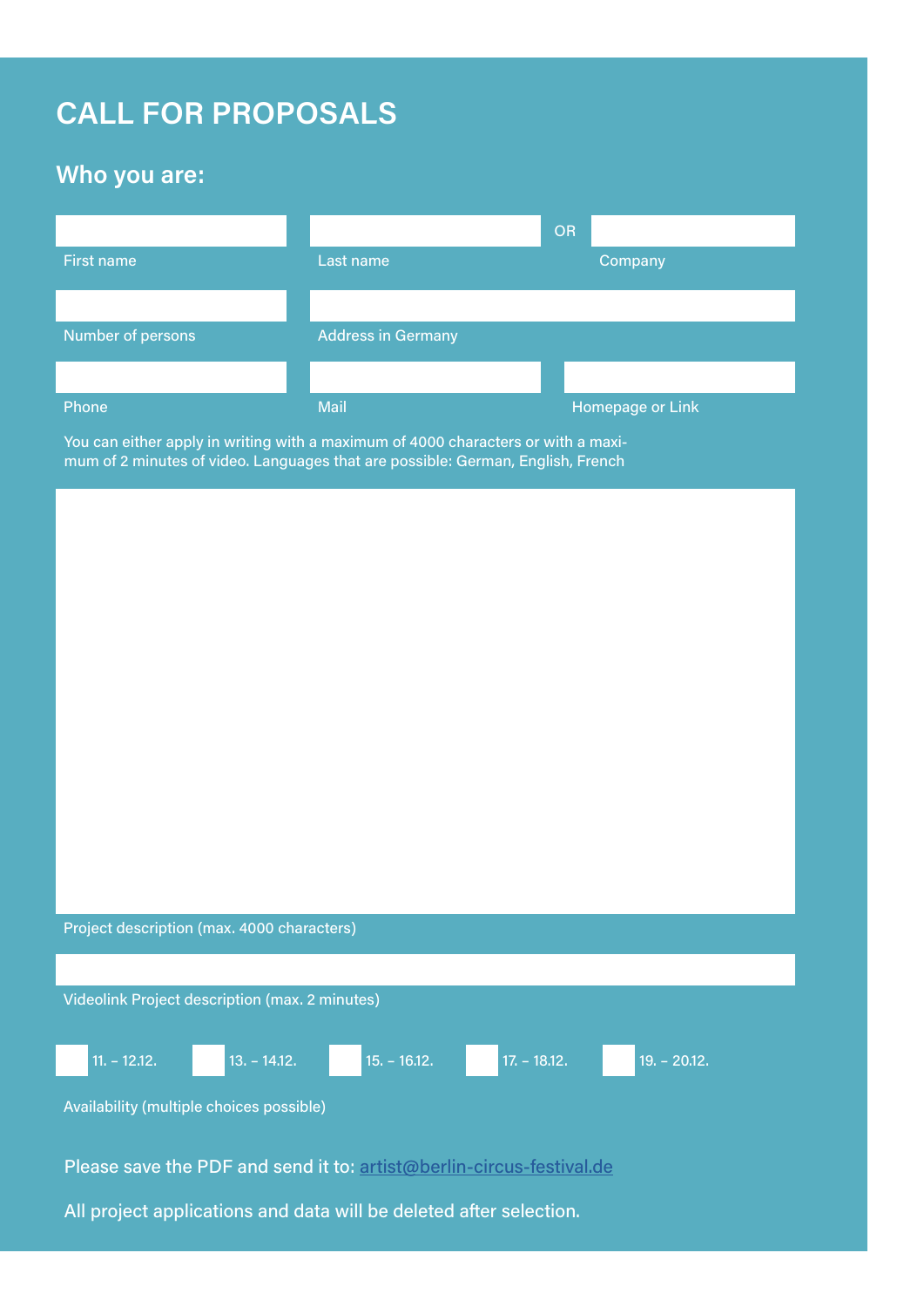# CALL FOR PROPOSALS

## Who you are:

First name

Last name

OR

Company

Number of persons

Address in Germany

Phone

Mail

Homepage or Link

You can either apply in writing with a maximum of 4000 characters or with a maximum of 2 minutes of video. Languages that are possible: German, English, French

Project description (max. 4000 characters)

Videolink Project description (max. 2 minutes)

- [ ] 11. – 12.12.
- [ ] 13. – 14.12.
- [ ] 15. – 16.12.
- [ ] 17. – 18.12.
- [ ] 19. – 20.12.

Availability (multiple choices possible)

Please save the PDF and send it to: artist@berlin-circus-festival.de

All project applications and data will be deleted after selection.